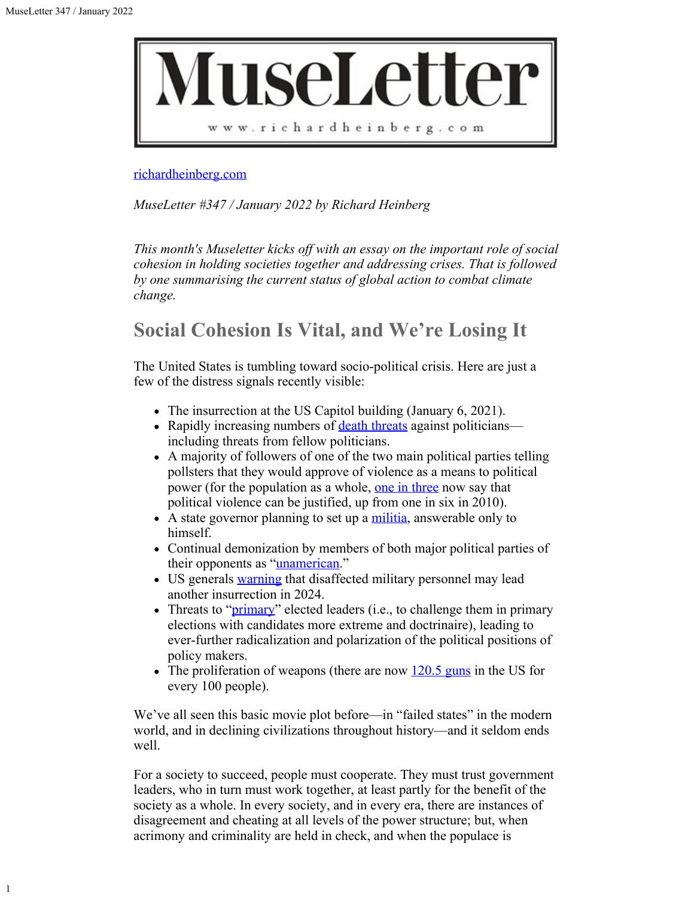# MuseLetter

www.richardheinberg.com

[richardheinberg.com](richardheinberg.com)

*MuseLetter #347 / January 2022 by Richard Heinberg*

*This month's Museletter kicks off with an essay on the important role of social cohesion in holding societies together and addressing crises. That is followed by one summarising the current status of global action to combat climate change.*

## Social Cohesion Is Vital, and We're Losing It

The United States is tumbling toward socio-political crisis. Here are just a few of the distress signals recently visible:

- The insurrection at the US Capitol building (January 6, 2021).
- Rapidly increasing numbers of death threats against politicians—including threats from fellow politicians.
- A majority of followers of one of the two main political parties telling pollsters that they would approve of violence as a means to political power (for the population as a whole, one in three now say that political violence can be justified, up from one in six in 2010).
- A state governor planning to set up a militia, answerable only to himself.
- Continual demonization by members of both major political parties of their opponents as "unamerican."
- US generals warning that disaffected military personnel may lead another insurrection in 2024.
- Threats to "primary" elected leaders (i.e., to challenge them in primary elections with candidates more extreme and doctrinaire), leading to ever-further radicalization and polarization of the political positions of policy makers.
- The proliferation of weapons (there are now 120.5 guns in the US for every 100 people).

We've all seen this basic movie plot before—in "failed states" in the modern world, and in declining civilizations throughout history—and it seldom ends well.

For a society to succeed, people must cooperate. They must trust government leaders, who in turn must work together, at least partly for the benefit of the society as a whole. In every society, and in every era, there are instances of disagreement and cheating at all levels of the power structure; but, when acrimony and criminality are held in check, and when the populace is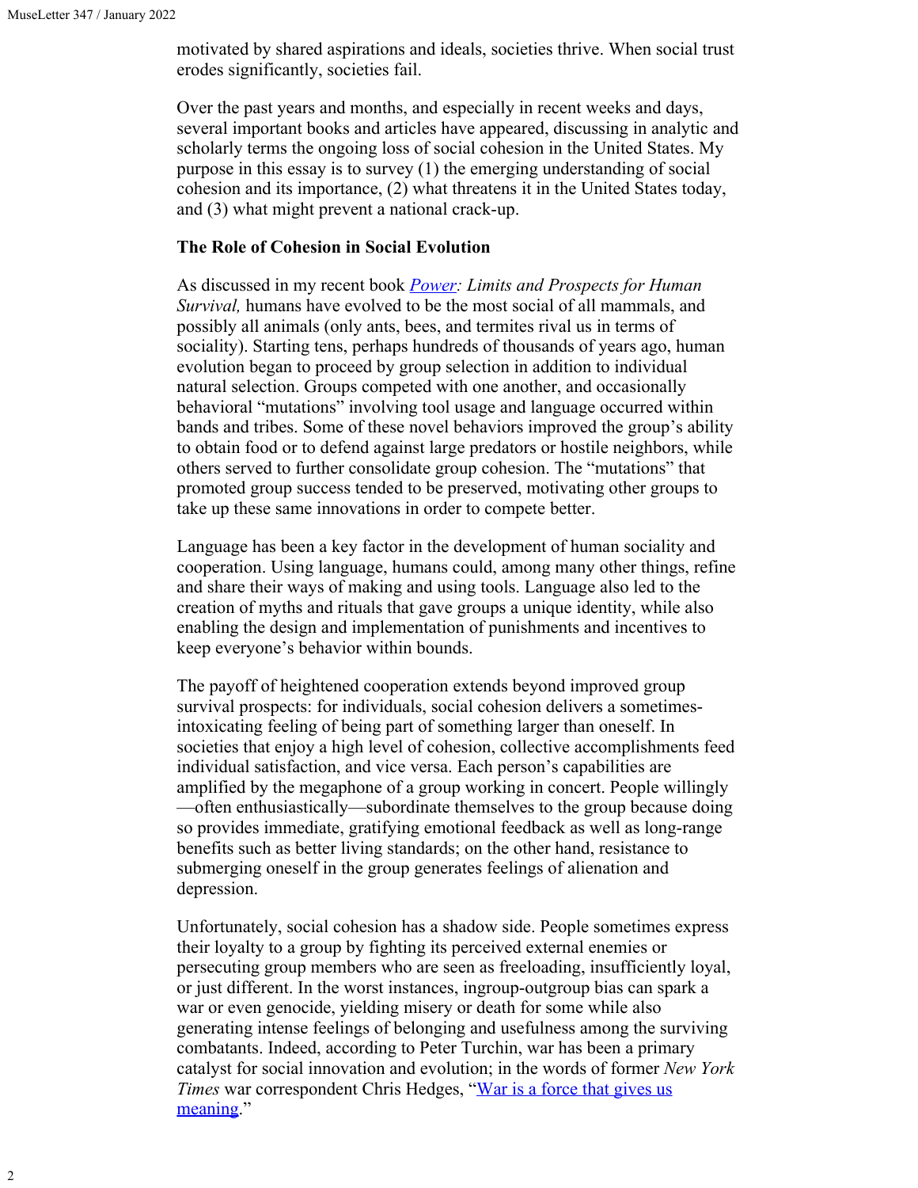motivated by shared aspirations and ideals, societies thrive. When social trust erodes significantly, societies fail.

Over the past years and months, and especially in recent weeks and days, several important books and articles have appeared, discussing in analytic and scholarly terms the ongoing loss of social cohesion in the United States. My purpose in this essay is to survey (1) the emerging understanding of social cohesion and its importance, (2) what threatens it in the United States today, and (3) what might prevent a national crack-up.

**The Role of Cohesion in Social Evolution**

As discussed in my recent book *Power: Limits and Prospects for Human Survival,* humans have evolved to be the most social of all mammals, and possibly all animals (only ants, bees, and termites rival us in terms of sociality). Starting tens, perhaps hundreds of thousands of years ago, human evolution began to proceed by group selection in addition to individual natural selection. Groups competed with one another, and occasionally behavioral "mutations" involving tool usage and language occurred within bands and tribes. Some of these novel behaviors improved the group's ability to obtain food or to defend against large predators or hostile neighbors, while others served to further consolidate group cohesion. The "mutations" that promoted group success tended to be preserved, motivating other groups to take up these same innovations in order to compete better.

Language has been a key factor in the development of human sociality and cooperation. Using language, humans could, among many other things, refine and share their ways of making and using tools. Language also led to the creation of myths and rituals that gave groups a unique identity, while also enabling the design and implementation of punishments and incentives to keep everyone's behavior within bounds.

The payoff of heightened cooperation extends beyond improved group survival prospects: for individuals, social cohesion delivers a sometimes-intoxicating feeling of being part of something larger than oneself. In societies that enjoy a high level of cohesion, collective accomplishments feed individual satisfaction, and vice versa. Each person's capabilities are amplified by the megaphone of a group working in concert. People willingly—often enthusiastically—subordinate themselves to the group because doing so provides immediate, gratifying emotional feedback as well as long-range benefits such as better living standards; on the other hand, resistance to submerging oneself in the group generates feelings of alienation and depression.

Unfortunately, social cohesion has a shadow side. People sometimes express their loyalty to a group by fighting its perceived external enemies or persecuting group members who are seen as freeloading, insufficiently loyal, or just different. In the worst instances, ingroup-outgroup bias can spark a war or even genocide, yielding misery or death for some while also generating intense feelings of belonging and usefulness among the surviving combatants. Indeed, according to Peter Turchin, war has been a primary catalyst for social innovation and evolution; in the words of former *New York Times* war correspondent Chris Hedges, "War is a force that gives us meaning."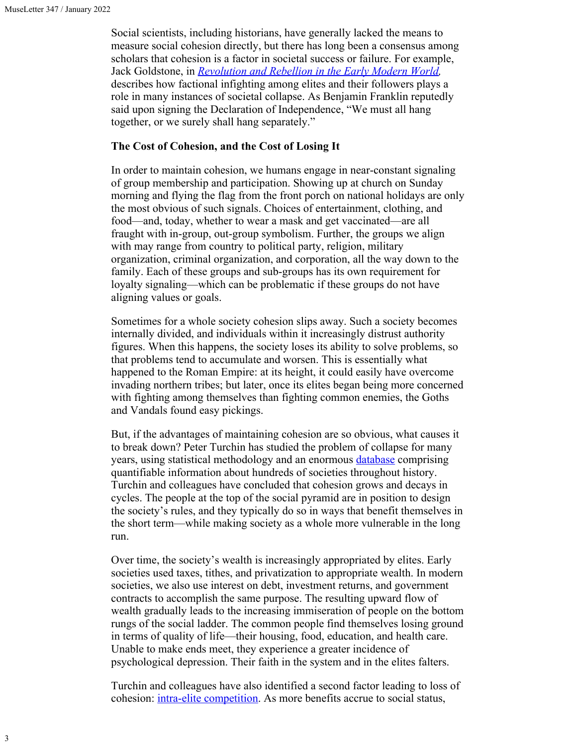Social scientists, including historians, have generally lacked the means to measure social cohesion directly, but there has long been a consensus among scholars that cohesion is a factor in societal success or failure. For example, Jack Goldstone, in [*Revolution and Rebellion in the Early Modern World*](), describes how factional infighting among elites and their followers plays a role in many instances of societal collapse. As Benjamin Franklin reputedly said upon signing the Declaration of Independence, "We must all hang together, or we surely shall hang separately."

**The Cost of Cohesion, and the Cost of Losing It**

In order to maintain cohesion, we humans engage in near-constant signaling of group membership and participation. Showing up at church on Sunday morning and flying the flag from the front porch on national holidays are only the most obvious of such signals. Choices of entertainment, clothing, and food—and, today, whether to wear a mask and get vaccinated—are all fraught with in-group, out-group symbolism. Further, the groups we align with may range from country to political party, religion, military organization, criminal organization, and corporation, all the way down to the family. Each of these groups and sub-groups has its own requirement for loyalty signaling—which can be problematic if these groups do not have aligning values or goals.

Sometimes for a whole society cohesion slips away. Such a society becomes internally divided, and individuals within it increasingly distrust authority figures. When this happens, the society loses its ability to solve problems, so that problems tend to accumulate and worsen. This is essentially what happened to the Roman Empire: at its height, it could easily have overcome invading northern tribes; but later, once its elites began being more concerned with fighting among themselves than fighting common enemies, the Goths and Vandals found easy pickings.

But, if the advantages of maintaining cohesion are so obvious, what causes it to break down? Peter Turchin has studied the problem of collapse for many years, using statistical methodology and an enormous [database]() comprising quantifiable information about hundreds of societies throughout history. Turchin and colleagues have concluded that cohesion grows and decays in cycles. The people at the top of the social pyramid are in position to design the society's rules, and they typically do so in ways that benefit themselves in the short term—while making society as a whole more vulnerable in the long run.

Over time, the society's wealth is increasingly appropriated by elites. Early societies used taxes, tithes, and privatization to appropriate wealth. In modern societies, we also use interest on debt, investment returns, and government contracts to accomplish the same purpose. The resulting upward flow of wealth gradually leads to the increasing immiseration of people on the bottom rungs of the social ladder. The common people find themselves losing ground in terms of quality of life—their housing, food, education, and health care. Unable to make ends meet, they experience a greater incidence of psychological depression. Their faith in the system and in the elites falters.

Turchin and colleagues have also identified a second factor leading to loss of cohesion: [intra-elite competition](). As more benefits accrue to social status,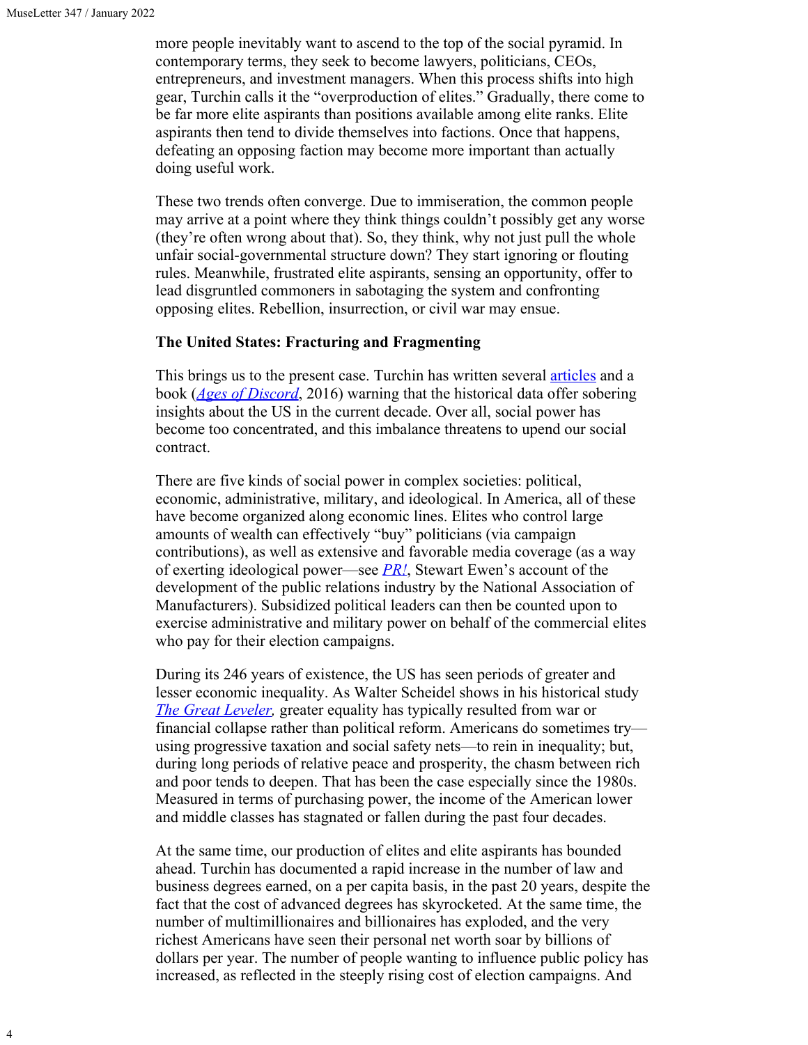more people inevitably want to ascend to the top of the social pyramid. In contemporary terms, they seek to become lawyers, politicians, CEOs, entrepreneurs, and investment managers. When this process shifts into high gear, Turchin calls it the "overproduction of elites." Gradually, there come to be far more elite aspirants than positions available among elite ranks. Elite aspirants then tend to divide themselves into factions. Once that happens, defeating an opposing faction may become more important than actually doing useful work.

These two trends often converge. Due to immiseration, the common people may arrive at a point where they think things couldn't possibly get any worse (they're often wrong about that). So, they think, why not just pull the whole unfair social-governmental structure down? They start ignoring or flouting rules. Meanwhile, frustrated elite aspirants, sensing an opportunity, offer to lead disgruntled commoners in sabotaging the system and confronting opposing elites. Rebellion, insurrection, or civil war may ensue.

**The United States: Fracturing and Fragmenting**

This brings us to the present case. Turchin has written several articles and a book (*Ages of Discord*, 2016) warning that the historical data offer sobering insights about the US in the current decade. Over all, social power has become too concentrated, and this imbalance threatens to upend our social contract.

There are five kinds of social power in complex societies: political, economic, administrative, military, and ideological. In America, all of these have become organized along economic lines. Elites who control large amounts of wealth can effectively "buy" politicians (via campaign contributions), as well as extensive and favorable media coverage (as a way of exerting ideological power—see *PR!*, Stewart Ewen's account of the development of the public relations industry by the National Association of Manufacturers). Subsidized political leaders can then be counted upon to exercise administrative and military power on behalf of the commercial elites who pay for their election campaigns.

During its 246 years of existence, the US has seen periods of greater and lesser economic inequality. As Walter Scheidel shows in his historical study *The Great Leveler,* greater equality has typically resulted from war or financial collapse rather than political reform. Americans do sometimes try—using progressive taxation and social safety nets—to rein in inequality; but, during long periods of relative peace and prosperity, the chasm between rich and poor tends to deepen. That has been the case especially since the 1980s. Measured in terms of purchasing power, the income of the American lower and middle classes has stagnated or fallen during the past four decades.

At the same time, our production of elites and elite aspirants has bounded ahead. Turchin has documented a rapid increase in the number of law and business degrees earned, on a per capita basis, in the past 20 years, despite the fact that the cost of advanced degrees has skyrocketed. At the same time, the number of multimillionaires and billionaires has exploded, and the very richest Americans have seen their personal net worth soar by billions of dollars per year. The number of people wanting to influence public policy has increased, as reflected in the steeply rising cost of election campaigns. And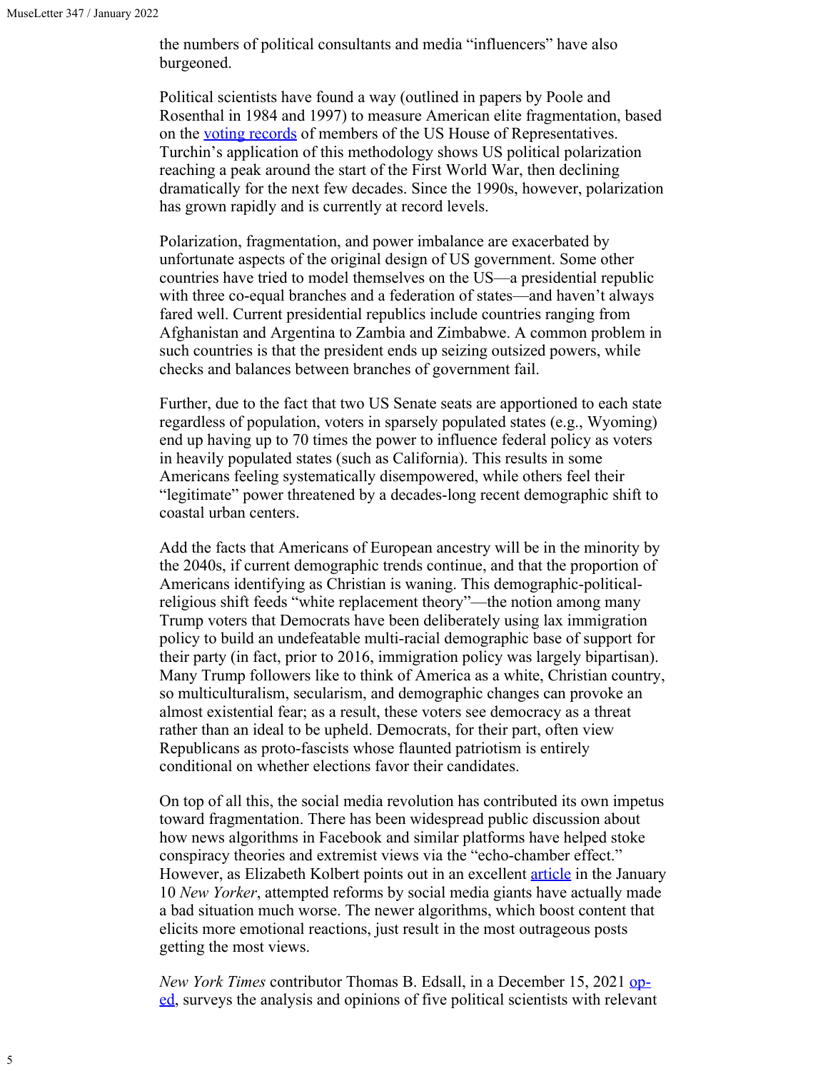the numbers of political consultants and media "influencers" have also burgeoned.

Political scientists have found a way (outlined in papers by Poole and Rosenthal in 1984 and 1997) to measure American elite fragmentation, based on the voting records of members of the US House of Representatives. Turchin's application of this methodology shows US political polarization reaching a peak around the start of the First World War, then declining dramatically for the next few decades. Since the 1990s, however, polarization has grown rapidly and is currently at record levels.

Polarization, fragmentation, and power imbalance are exacerbated by unfortunate aspects of the original design of US government. Some other countries have tried to model themselves on the US—a presidential republic with three co-equal branches and a federation of states—and haven't always fared well. Current presidential republics include countries ranging from Afghanistan and Argentina to Zambia and Zimbabwe. A common problem in such countries is that the president ends up seizing outsized powers, while checks and balances between branches of government fail.

Further, due to the fact that two US Senate seats are apportioned to each state regardless of population, voters in sparsely populated states (e.g., Wyoming) end up having up to 70 times the power to influence federal policy as voters in heavily populated states (such as California). This results in some Americans feeling systematically disempowered, while others feel their "legitimate" power threatened by a decades-long recent demographic shift to coastal urban centers.

Add the facts that Americans of European ancestry will be in the minority by the 2040s, if current demographic trends continue, and that the proportion of Americans identifying as Christian is waning. This demographic-political-religious shift feeds "white replacement theory"—the notion among many Trump voters that Democrats have been deliberately using lax immigration policy to build an undefeatable multi-racial demographic base of support for their party (in fact, prior to 2016, immigration policy was largely bipartisan). Many Trump followers like to think of America as a white, Christian country, so multiculturalism, secularism, and demographic changes can provoke an almost existential fear; as a result, these voters see democracy as a threat rather than an ideal to be upheld. Democrats, for their part, often view Republicans as proto-fascists whose flaunted patriotism is entirely conditional on whether elections favor their candidates.

On top of all this, the social media revolution has contributed its own impetus toward fragmentation. There has been widespread public discussion about how news algorithms in Facebook and similar platforms have helped stoke conspiracy theories and extremist views via the "echo-chamber effect." However, as Elizabeth Kolbert points out in an excellent article in the January 10 *New Yorker*, attempted reforms by social media giants have actually made a bad situation much worse. The newer algorithms, which boost content that elicits more emotional reactions, just result in the most outrageous posts getting the most views.

*New York Times* contributor Thomas B. Edsall, in a December 15, 2021 op-ed, surveys the analysis and opinions of five political scientists with relevant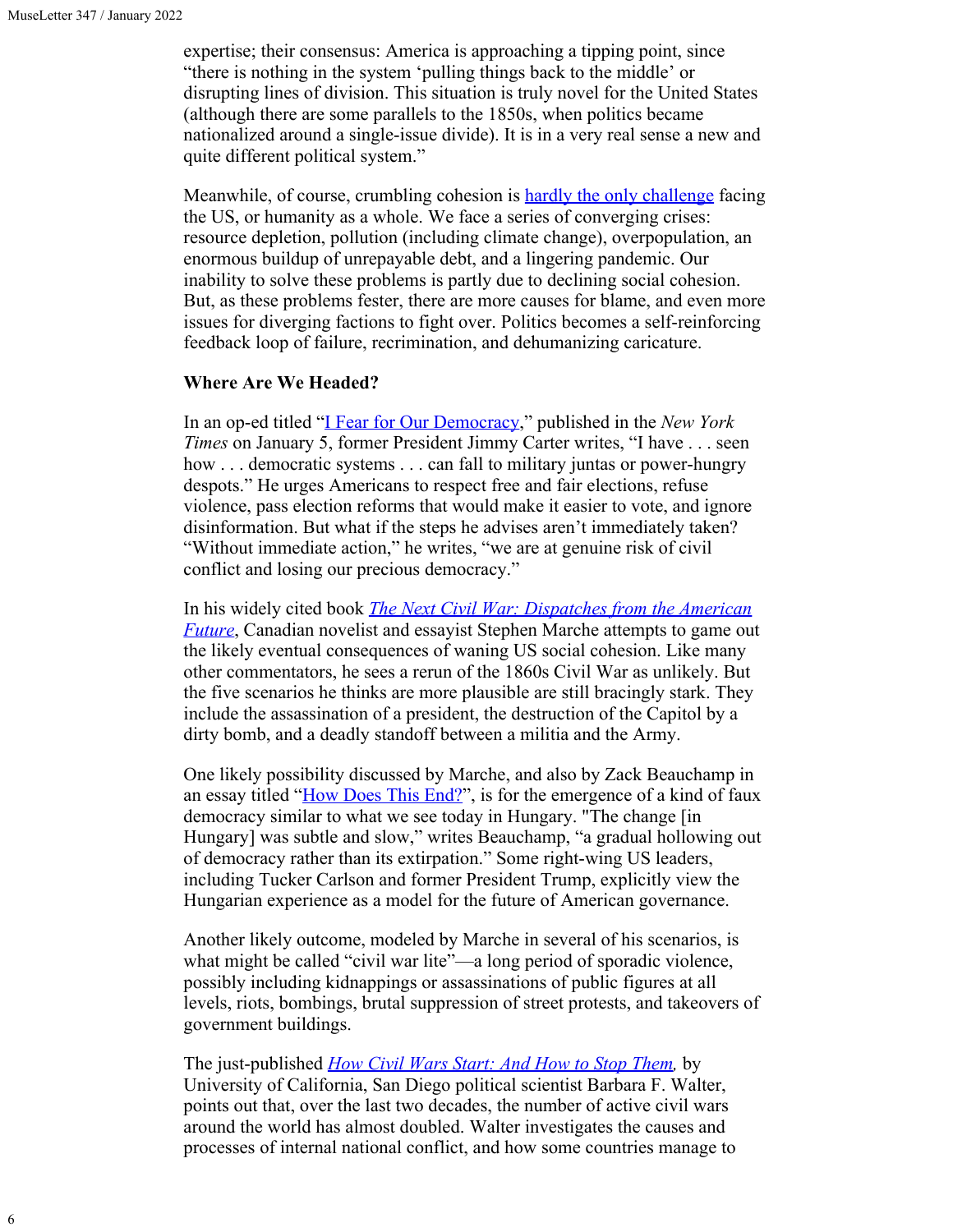expertise; their consensus: America is approaching a tipping point, since "there is nothing in the system 'pulling things back to the middle' or disrupting lines of division. This situation is truly novel for the United States (although there are some parallels to the 1850s, when politics became nationalized around a single-issue divide). It is in a very real sense a new and quite different political system."

Meanwhile, of course, crumbling cohesion is hardly the only challenge facing the US, or humanity as a whole. We face a series of converging crises: resource depletion, pollution (including climate change), overpopulation, an enormous buildup of unrepayable debt, and a lingering pandemic. Our inability to solve these problems is partly due to declining social cohesion. But, as these problems fester, there are more causes for blame, and even more issues for diverging factions to fight over. Politics becomes a self-reinforcing feedback loop of failure, recrimination, and dehumanizing caricature.

**Where Are We Headed?**

In an op-ed titled "I Fear for Our Democracy," published in the *New York Times* on January 5, former President Jimmy Carter writes, "I have . . . seen how . . . democratic systems . . . can fall to military juntas or power-hungry despots." He urges Americans to respect free and fair elections, refuse violence, pass election reforms that would make it easier to vote, and ignore disinformation. But what if the steps he advises aren't immediately taken? "Without immediate action," he writes, "we are at genuine risk of civil conflict and losing our precious democracy."

In his widely cited book *The Next Civil War: Dispatches from the American Future*, Canadian novelist and essayist Stephen Marche attempts to game out the likely eventual consequences of waning US social cohesion. Like many other commentators, he sees a rerun of the 1860s Civil War as unlikely. But the five scenarios he thinks are more plausible are still bracingly stark. They include the assassination of a president, the destruction of the Capitol by a dirty bomb, and a deadly standoff between a militia and the Army.

One likely possibility discussed by Marche, and also by Zack Beauchamp in an essay titled "How Does This End?", is for the emergence of a kind of faux democracy similar to what we see today in Hungary. "The change [in Hungary] was subtle and slow," writes Beauchamp, "a gradual hollowing out of democracy rather than its extirpation." Some right-wing US leaders, including Tucker Carlson and former President Trump, explicitly view the Hungarian experience as a model for the future of American governance.

Another likely outcome, modeled by Marche in several of his scenarios, is what might be called "civil war lite"—a long period of sporadic violence, possibly including kidnappings or assassinations of public figures at all levels, riots, bombings, brutal suppression of street protests, and takeovers of government buildings.

The just-published *How Civil Wars Start: And How to Stop Them,* by University of California, San Diego political scientist Barbara F. Walter, points out that, over the last two decades, the number of active civil wars around the world has almost doubled. Walter investigates the causes and processes of internal national conflict, and how some countries manage to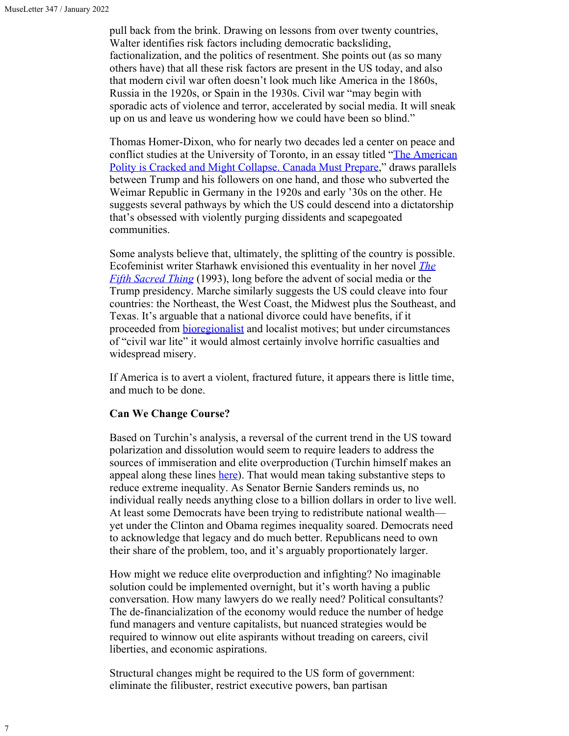pull back from the brink. Drawing on lessons from over twenty countries, Walter identifies risk factors including democratic backsliding, factionalization, and the politics of resentment. She points out (as so many others have) that all these risk factors are present in the US today, and also that modern civil war often doesn't look much like America in the 1860s, Russia in the 1920s, or Spain in the 1930s. Civil war "may begin with sporadic acts of violence and terror, accelerated by social media. It will sneak up on us and leave us wondering how we could have been so blind."

Thomas Homer-Dixon, who for nearly two decades led a center on peace and conflict studies at the University of Toronto, in an essay titled "The American Polity is Cracked and Might Collapse. Canada Must Prepare," draws parallels between Trump and his followers on one hand, and those who subverted the Weimar Republic in Germany in the 1920s and early '30s on the other. He suggests several pathways by which the US could descend into a dictatorship that's obsessed with violently purging dissidents and scapegoated communities.

Some analysts believe that, ultimately, the splitting of the country is possible. Ecofeminist writer Starhawk envisioned this eventuality in her novel *The Fifth Sacred Thing* (1993), long before the advent of social media or the Trump presidency. Marche similarly suggests the US could cleave into four countries: the Northeast, the West Coast, the Midwest plus the Southeast, and Texas. It's arguable that a national divorce could have benefits, if it proceeded from bioregionalist and localist motives; but under circumstances of "civil war lite" it would almost certainly involve horrific casualties and widespread misery.

If America is to avert a violent, fractured future, it appears there is little time, and much to be done.

**Can We Change Course?**

Based on Turchin's analysis, a reversal of the current trend in the US toward polarization and dissolution would seem to require leaders to address the sources of immiseration and elite overproduction (Turchin himself makes an appeal along these lines here). That would mean taking substantive steps to reduce extreme inequality. As Senator Bernie Sanders reminds us, no individual really needs anything close to a billion dollars in order to live well. At least some Democrats have been trying to redistribute national wealth—yet under the Clinton and Obama regimes inequality soared. Democrats need to acknowledge that legacy and do much better. Republicans need to own their share of the problem, too, and it's arguably proportionately larger.

How might we reduce elite overproduction and infighting? No imaginable solution could be implemented overnight, but it's worth having a public conversation. How many lawyers do we really need? Political consultants? The de-financialization of the economy would reduce the number of hedge fund managers and venture capitalists, but nuanced strategies would be required to winnow out elite aspirants without treading on careers, civil liberties, and economic aspirations.

Structural changes might be required to the US form of government: eliminate the filibuster, restrict executive powers, ban partisan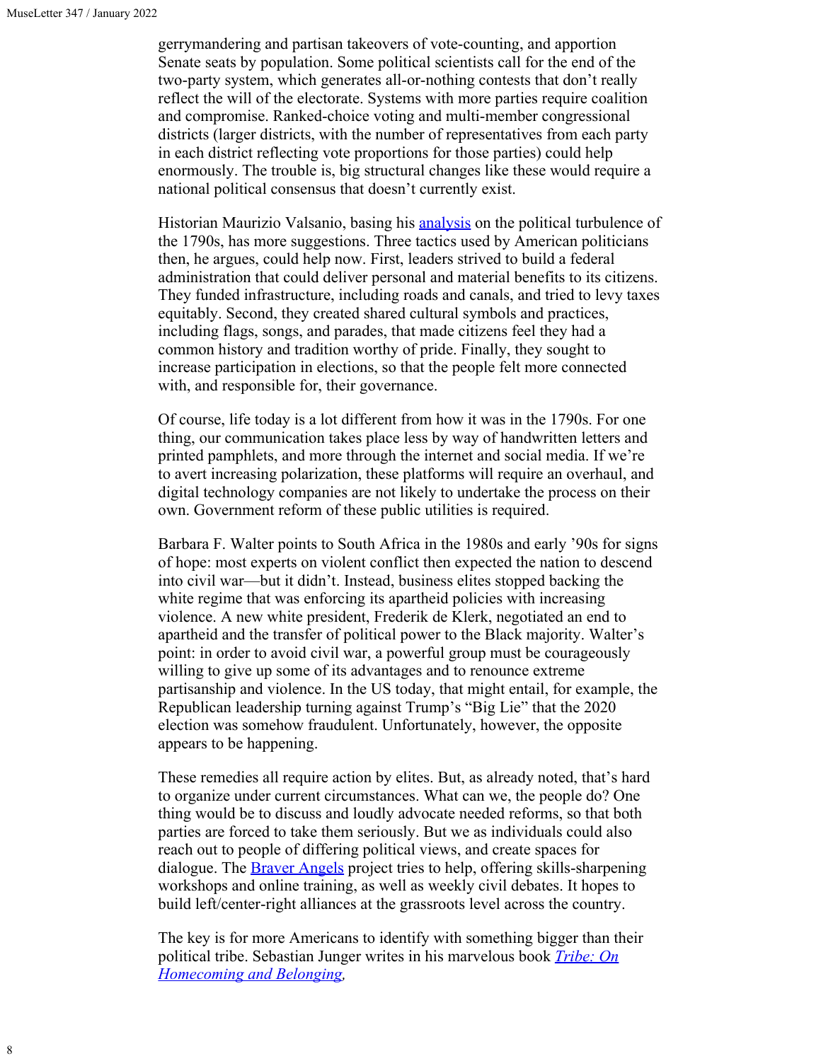gerrymandering and partisan takeovers of vote-counting, and apportion Senate seats by population. Some political scientists call for the end of the two-party system, which generates all-or-nothing contests that don't really reflect the will of the electorate. Systems with more parties require coalition and compromise. Ranked-choice voting and multi-member congressional districts (larger districts, with the number of representatives from each party in each district reflecting vote proportions for those parties) could help enormously. The trouble is, big structural changes like these would require a national political consensus that doesn't currently exist.

Historian Maurizio Valsanio, basing his [analysis] on the political turbulence of the 1790s, has more suggestions. Three tactics used by American politicians then, he argues, could help now. First, leaders strived to build a federal administration that could deliver personal and material benefits to its citizens. They funded infrastructure, including roads and canals, and tried to levy taxes equitably. Second, they created shared cultural symbols and practices, including flags, songs, and parades, that made citizens feel they had a common history and tradition worthy of pride. Finally, they sought to increase participation in elections, so that the people felt more connected with, and responsible for, their governance.

Of course, life today is a lot different from how it was in the 1790s. For one thing, our communication takes place less by way of handwritten letters and printed pamphlets, and more through the internet and social media. If we're to avert increasing polarization, these platforms will require an overhaul, and digital technology companies are not likely to undertake the process on their own. Government reform of these public utilities is required.

Barbara F. Walter points to South Africa in the 1980s and early '90s for signs of hope: most experts on violent conflict then expected the nation to descend into civil war—but it didn't. Instead, business elites stopped backing the white regime that was enforcing its apartheid policies with increasing violence. A new white president, Frederik de Klerk, negotiated an end to apartheid and the transfer of political power to the Black majority. Walter's point: in order to avoid civil war, a powerful group must be courageously willing to give up some of its advantages and to renounce extreme partisanship and violence. In the US today, that might entail, for example, the Republican leadership turning against Trump's "Big Lie" that the 2020 election was somehow fraudulent. Unfortunately, however, the opposite appears to be happening.

These remedies all require action by elites. But, as already noted, that's hard to organize under current circumstances. What can we, the people do? One thing would be to discuss and loudly advocate needed reforms, so that both parties are forced to take them seriously. But we as individuals could also reach out to people of differing political views, and create spaces for dialogue. The [Braver Angels] project tries to help, offering skills-sharpening workshops and online training, as well as weekly civil debates. It hopes to build left/center-right alliances at the grassroots level across the country.

The key is for more Americans to identify with something bigger than their political tribe. Sebastian Junger writes in his marvelous book [*Tribe: On Homecoming and Belonging*],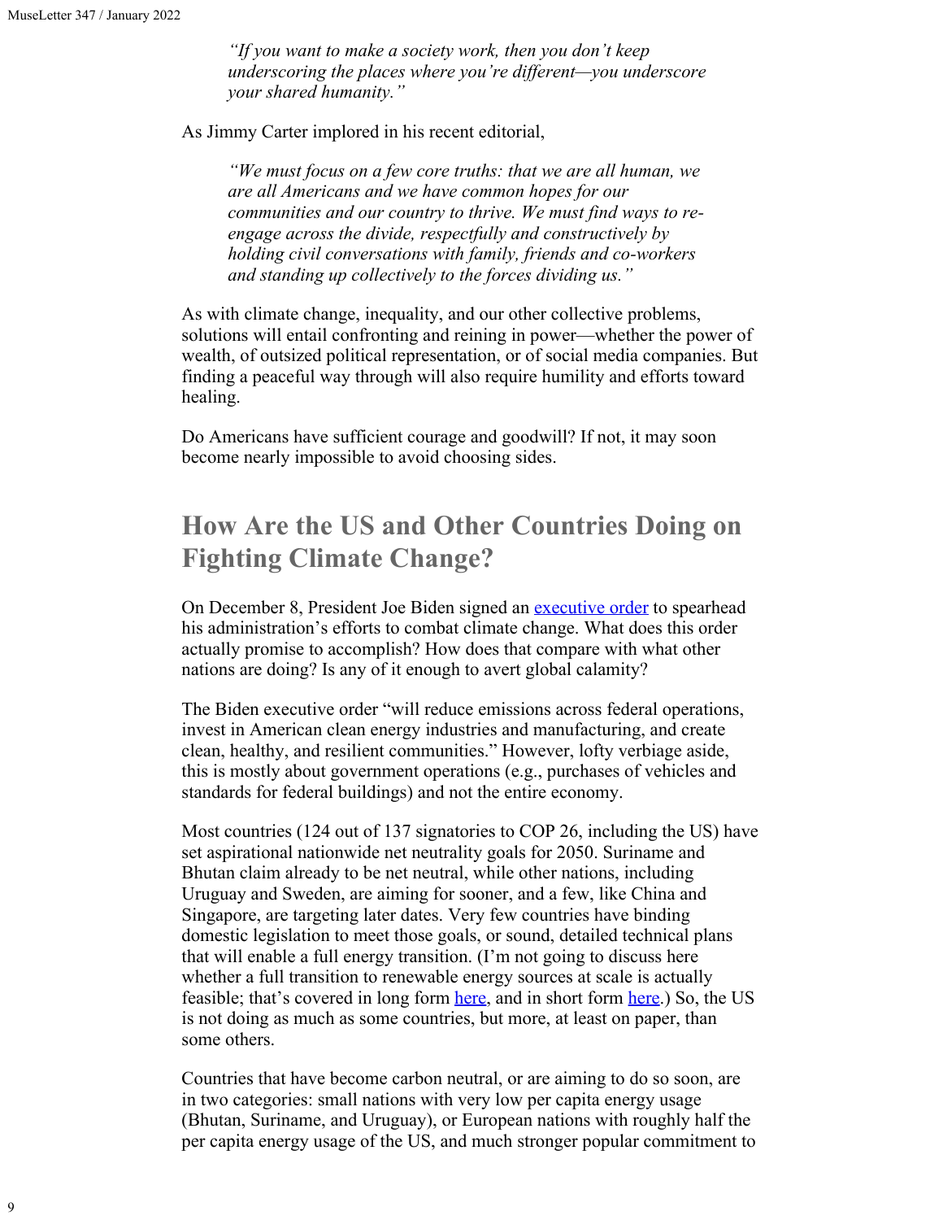> *"If you want to make a society work, then you don't keep underscoring the places where you're different—you underscore your shared humanity."*

As Jimmy Carter implored in his recent editorial,

> *"We must focus on a few core truths: that we are all human, we are all Americans and we have common hopes for our communities and our country to thrive. We must find ways to re-engage across the divide, respectfully and constructively by holding civil conversations with family, friends and co-workers and standing up collectively to the forces dividing us."*

As with climate change, inequality, and our other collective problems, solutions will entail confronting and reining in power—whether the power of wealth, of outsized political representation, or of social media companies. But finding a peaceful way through will also require humility and efforts toward healing.

Do Americans have sufficient courage and goodwill? If not, it may soon become nearly impossible to avoid choosing sides.

## How Are the US and Other Countries Doing on Fighting Climate Change?

On December 8, President Joe Biden signed an executive order to spearhead his administration's efforts to combat climate change. What does this order actually promise to accomplish? How does that compare with what other nations are doing? Is any of it enough to avert global calamity?

The Biden executive order "will reduce emissions across federal operations, invest in American clean energy industries and manufacturing, and create clean, healthy, and resilient communities." However, lofty verbiage aside, this is mostly about government operations (e.g., purchases of vehicles and standards for federal buildings) and not the entire economy.

Most countries (124 out of 137 signatories to COP 26, including the US) have set aspirational nationwide net neutrality goals for 2050. Suriname and Bhutan claim already to be net neutral, while other nations, including Uruguay and Sweden, are aiming for sooner, and a few, like China and Singapore, are targeting later dates. Very few countries have binding domestic legislation to meet those goals, or sound, detailed technical plans that will enable a full energy transition. (I'm not going to discuss here whether a full transition to renewable energy sources at scale is actually feasible; that's covered in long form here, and in short form here.) So, the US is not doing as much as some countries, but more, at least on paper, than some others.

Countries that have become carbon neutral, or are aiming to do so soon, are in two categories: small nations with very low per capita energy usage (Bhutan, Suriname, and Uruguay), or European nations with roughly half the per capita energy usage of the US, and much stronger popular commitment to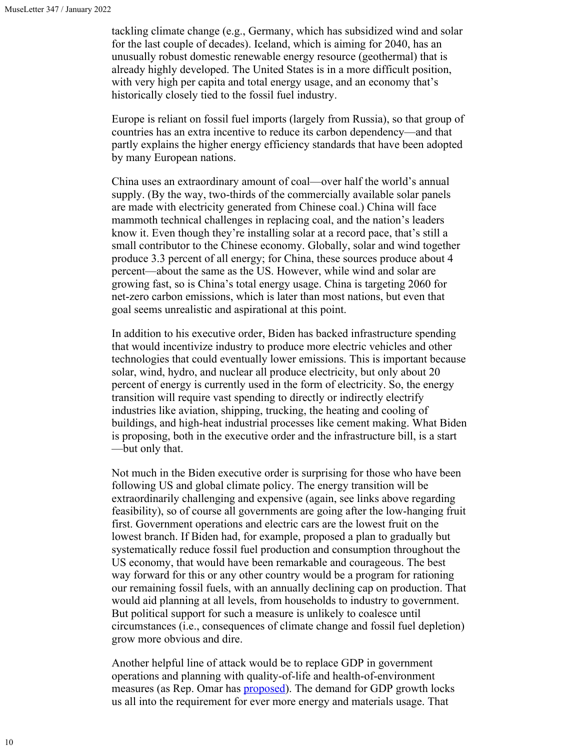tackling climate change (e.g., Germany, which has subsidized wind and solar for the last couple of decades). Iceland, which is aiming for 2040, has an unusually robust domestic renewable energy resource (geothermal) that is already highly developed. The United States is in a more difficult position, with very high per capita and total energy usage, and an economy that's historically closely tied to the fossil fuel industry.

Europe is reliant on fossil fuel imports (largely from Russia), so that group of countries has an extra incentive to reduce its carbon dependency—and that partly explains the higher energy efficiency standards that have been adopted by many European nations.

China uses an extraordinary amount of coal—over half the world's annual supply. (By the way, two-thirds of the commercially available solar panels are made with electricity generated from Chinese coal.) China will face mammoth technical challenges in replacing coal, and the nation's leaders know it. Even though they're installing solar at a record pace, that's still a small contributor to the Chinese economy. Globally, solar and wind together produce 3.3 percent of all energy; for China, these sources produce about 4 percent—about the same as the US. However, while wind and solar are growing fast, so is China's total energy usage. China is targeting 2060 for net-zero carbon emissions, which is later than most nations, but even that goal seems unrealistic and aspirational at this point.

In addition to his executive order, Biden has backed infrastructure spending that would incentivize industry to produce more electric vehicles and other technologies that could eventually lower emissions. This is important because solar, wind, hydro, and nuclear all produce electricity, but only about 20 percent of energy is currently used in the form of electricity. So, the energy transition will require vast spending to directly or indirectly electrify industries like aviation, shipping, trucking, the heating and cooling of buildings, and high-heat industrial processes like cement making. What Biden is proposing, both in the executive order and the infrastructure bill, is a start—but only that.

Not much in the Biden executive order is surprising for those who have been following US and global climate policy. The energy transition will be extraordinarily challenging and expensive (again, see links above regarding feasibility), so of course all governments are going after the low-hanging fruit first. Government operations and electric cars are the lowest fruit on the lowest branch. If Biden had, for example, proposed a plan to gradually but systematically reduce fossil fuel production and consumption throughout the US economy, that would have been remarkable and courageous. The best way forward for this or any other country would be a program for rationing our remaining fossil fuels, with an annually declining cap on production. That would aid planning at all levels, from households to industry to government. But political support for such a measure is unlikely to coalesce until circumstances (i.e., consequences of climate change and fossil fuel depletion) grow more obvious and dire.

Another helpful line of attack would be to replace GDP in government operations and planning with quality-of-life and health-of-environment measures (as Rep. Omar has proposed). The demand for GDP growth locks us all into the requirement for ever more energy and materials usage. That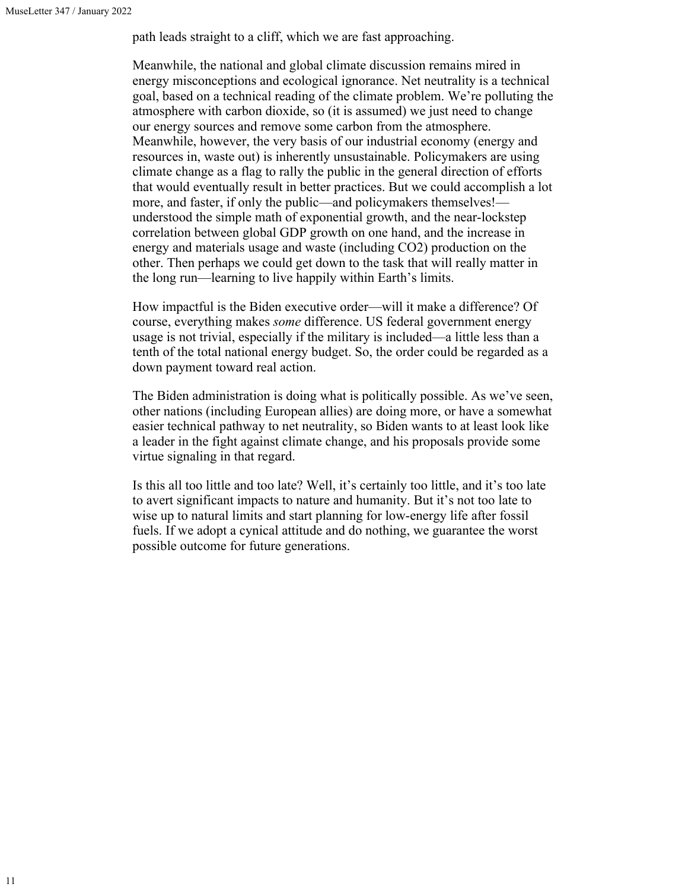path leads straight to a cliff, which we are fast approaching.

Meanwhile, the national and global climate discussion remains mired in energy misconceptions and ecological ignorance. Net neutrality is a technical goal, based on a technical reading of the climate problem. We're polluting the atmosphere with carbon dioxide, so (it is assumed) we just need to change our energy sources and remove some carbon from the atmosphere. Meanwhile, however, the very basis of our industrial economy (energy and resources in, waste out) is inherently unsustainable. Policymakers are using climate change as a flag to rally the public in the general direction of efforts that would eventually result in better practices. But we could accomplish a lot more, and faster, if only the public—and policymakers themselves!—understood the simple math of exponential growth, and the near-lockstep correlation between global GDP growth on one hand, and the increase in energy and materials usage and waste (including $CO_2$) production on the other. Then perhaps we could get down to the task that will really matter in the long run—learning to live happily within Earth's limits.

How impactful is the Biden executive order—will it make a difference? Of course, everything makes *some* difference. US federal government energy usage is not trivial, especially if the military is included—a little less than a tenth of the total national energy budget. So, the order could be regarded as a down payment toward real action.

The Biden administration is doing what is politically possible. As we've seen, other nations (including European allies) are doing more, or have a somewhat easier technical pathway to net neutrality, so Biden wants to at least look like a leader in the fight against climate change, and his proposals provide some virtue signaling in that regard.

Is this all too little and too late? Well, it's certainly too little, and it's too late to avert significant impacts to nature and humanity. But it's not too late to wise up to natural limits and start planning for low-energy life after fossil fuels. If we adopt a cynical attitude and do nothing, we guarantee the worst possible outcome for future generations.